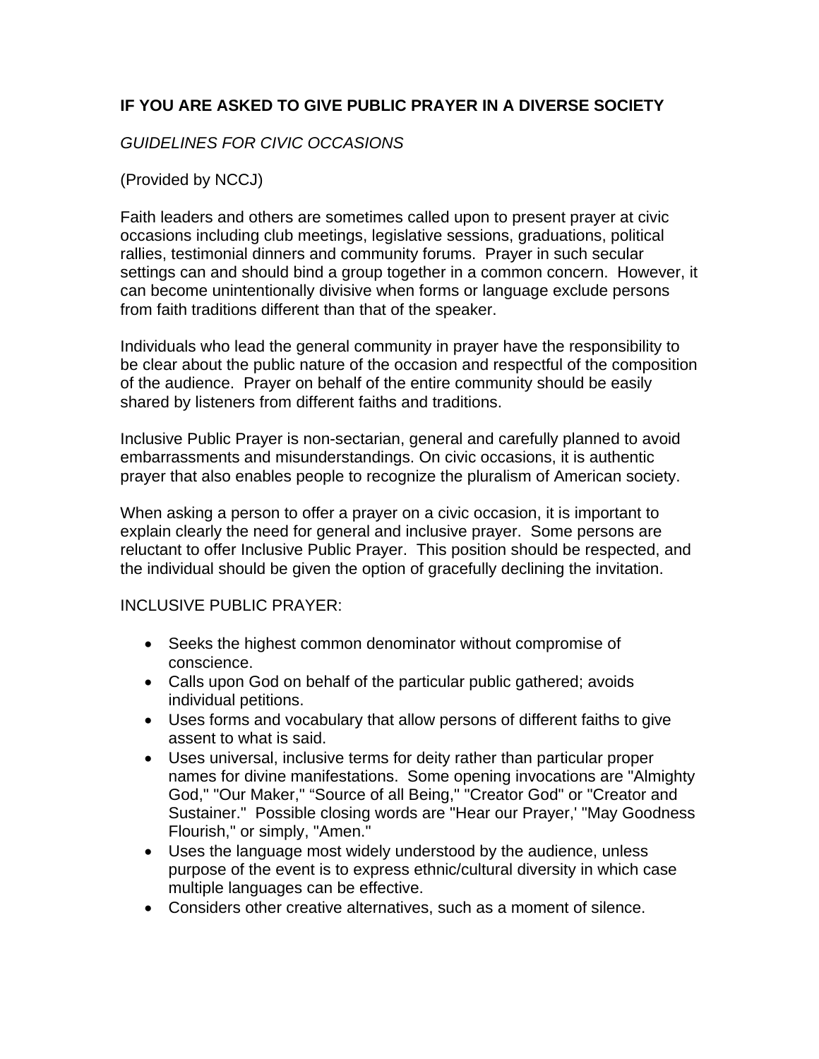## IF YOU ARE ASKED TO GIVE PUBLIC PRAYER IN A DIVERSE SOCIETY

*GUIDELINES FOR CIVIC OCCASIONS*

(Provided by NCCJ)

Faith leaders and others are sometimes called upon to present prayer at civic occasions including club meetings, legislative sessions, graduations, political rallies, testimonial dinners and community forums. Prayer in such secular settings can and should bind a group together in a common concern. However, it can become unintentionally divisive when forms or language exclude persons from faith traditions different than that of the speaker.

Individuals who lead the general community in prayer have the responsibility to be clear about the public nature of the occasion and respectful of the composition of the audience. Prayer on behalf of the entire community should be easily shared by listeners from different faiths and traditions.

Inclusive Public Prayer is non-sectarian, general and carefully planned to avoid embarrassments and misunderstandings. On civic occasions, it is authentic prayer that also enables people to recognize the pluralism of American society.

When asking a person to offer a prayer on a civic occasion, it is important to explain clearly the need for general and inclusive prayer. Some persons are reluctant to offer Inclusive Public Prayer. This position should be respected, and the individual should be given the option of gracefully declining the invitation.

INCLUSIVE PUBLIC PRAYER:

- Seeks the highest common denominator without compromise of conscience.
- Calls upon God on behalf of the particular public gathered; avoids individual petitions.
- Uses forms and vocabulary that allow persons of different faiths to give assent to what is said.
- Uses universal, inclusive terms for deity rather than particular proper names for divine manifestations. Some opening invocations are "Almighty God," "Our Maker," "Source of all Being," "Creator God" or "Creator and Sustainer." Possible closing words are "Hear our Prayer,' "May Goodness Flourish," or simply, "Amen."
- Uses the language most widely understood by the audience, unless purpose of the event is to express ethnic/cultural diversity in which case multiple languages can be effective.
- Considers other creative alternatives, such as a moment of silence.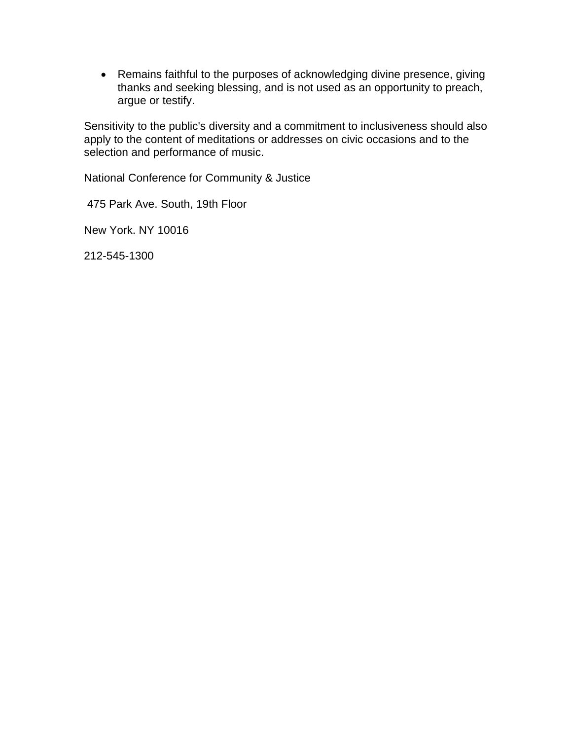- Remains faithful to the purposes of acknowledging divine presence, giving thanks and seeking blessing, and is not used as an opportunity to preach, argue or testify.

Sensitivity to the public's diversity and a commitment to inclusiveness should also apply to the content of meditations or addresses on civic occasions and to the selection and performance of music.

National Conference for Community & Justice

475 Park Ave. South, 19th Floor

New York. NY 10016

212-545-1300